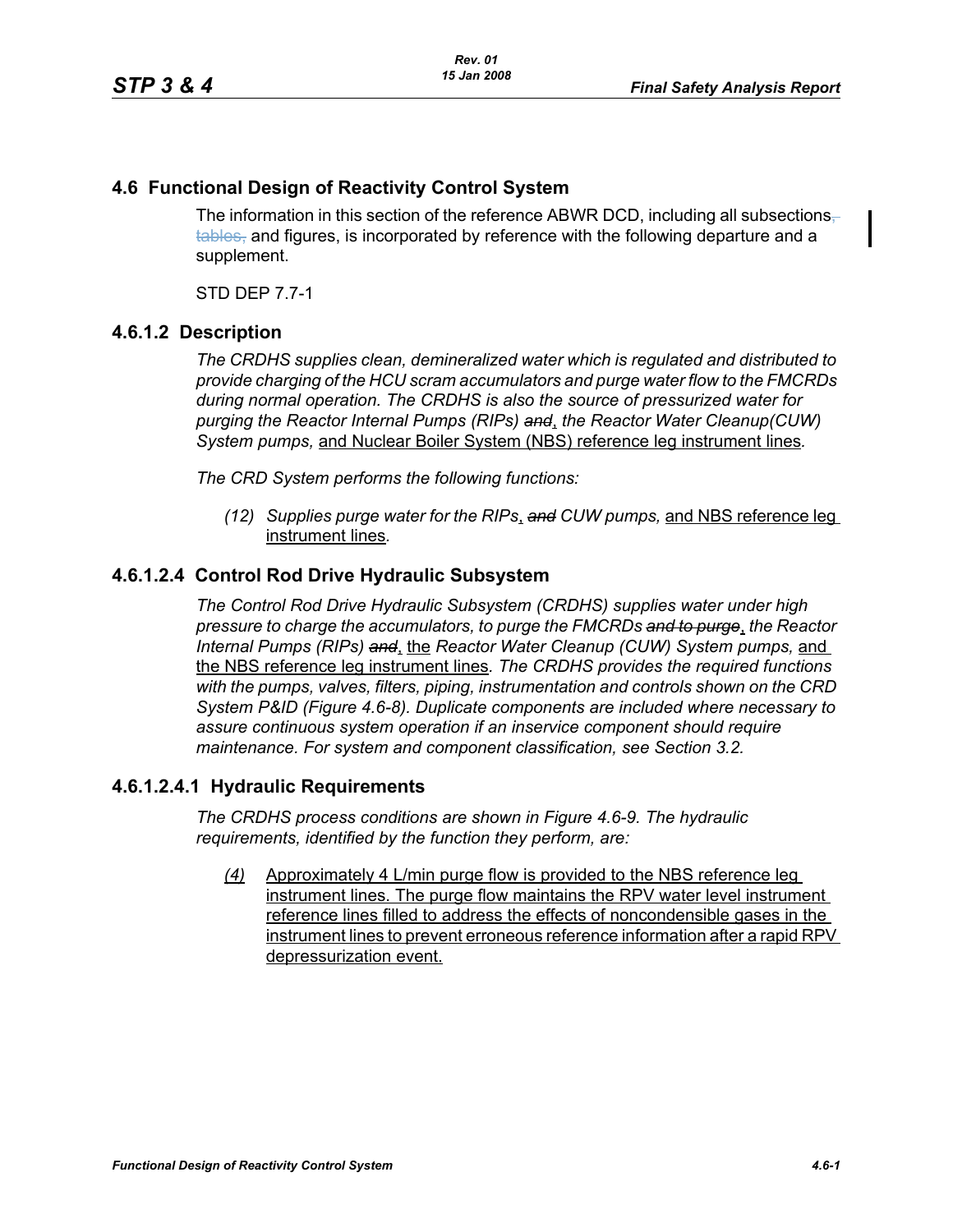## 4.6 Functional Design of Reactivity Control System

The information in this section of the reference ABWR DCD, including all subsections, tables, and figures, is incorporated by reference with the following departure and a supplement.

STD DEP 7.7-1

### 4.6.1.2 Description

*The CRDHS supplies clean, demineralized water which is regulated and distributed to provide charging of the HCU scram accumulators and purge water flow to the FMCRDs during normal operation. The CRDHS is also the source of pressurized water for purging the Reactor Internal Pumps (RIPs) ~~and~~, the Reactor Water Cleanup(CUW) System pumps,* and Nuclear Boiler System (NBS) reference leg instrument lines*.*

*The CRD System performs the following functions:*

*(12) Supplies purge water for the RIPs*, ~~*and*~~ *CUW pumps,* and NBS reference leg instrument lines*.*

### 4.6.1.2.4 Control Rod Drive Hydraulic Subsystem

*The Control Rod Drive Hydraulic Subsystem (CRDHS) supplies water under high pressure to charge the accumulators, to purge the FMCRDs ~~and to purge~~*, *the Reactor Internal Pumps (RIPs) ~~and~~*, the *Reactor Water Cleanup (CUW) System pumps,* and the NBS reference leg instrument lines*. The CRDHS provides the required functions with the pumps, valves, filters, piping, instrumentation and controls shown on the CRD System P&ID (Figure 4.6-8). Duplicate components are included where necessary to assure continuous system operation if an inservice component should require maintenance. For system and component classification, see Section 3.2.*

#### 4.6.1.2.4.1 Hydraulic Requirements

*The CRDHS process conditions are shown in Figure 4.6-9. The hydraulic requirements, identified by the function they perform, are:*

*(4)* Approximately 4 L/min purge flow is provided to the NBS reference leg instrument lines. The purge flow maintains the RPV water level instrument reference lines filled to address the effects of noncondensible gases in the instrument lines to prevent erroneous reference information after a rapid RPV depressurization event.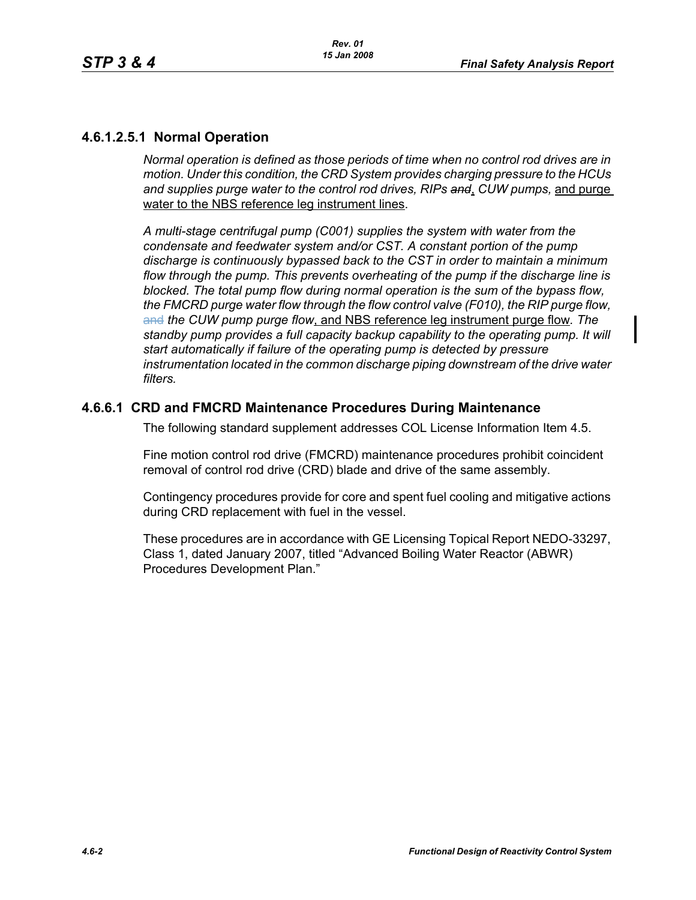### 4.6.1.2.5.1 Normal Operation

*Normal operation is defined as those periods of time when no control rod drives are in motion. Under this condition, the CRD System provides charging pressure to the HCUs and supplies purge water to the control rod drives, RIPs ~~and~~, CUW pumps,* and purge water to the NBS reference leg instrument lines.

*A multi-stage centrifugal pump (C001) supplies the system with water from the condensate and feedwater system and/or CST. A constant portion of the pump discharge is continuously bypassed back to the CST in order to maintain a minimum flow through the pump. This prevents overheating of the pump if the discharge line is blocked. The total pump flow during normal operation is the sum of the bypass flow, the FMCRD purge water flow through the flow control valve (F010), the RIP purge flow,* ~~and~~ *the CUW pump purge flow*, and NBS reference leg instrument purge flow*. The standby pump provides a full capacity backup capability to the operating pump. It will start automatically if failure of the operating pump is detected by pressure instrumentation located in the common discharge piping downstream of the drive water filters.*

### 4.6.6.1 CRD and FMCRD Maintenance Procedures During Maintenance

The following standard supplement addresses COL License Information Item 4.5.

Fine motion control rod drive (FMCRD) maintenance procedures prohibit coincident removal of control rod drive (CRD) blade and drive of the same assembly.

Contingency procedures provide for core and spent fuel cooling and mitigative actions during CRD replacement with fuel in the vessel.

These procedures are in accordance with GE Licensing Topical Report NEDO-33297, Class 1, dated January 2007, titled "Advanced Boiling Water Reactor (ABWR) Procedures Development Plan."